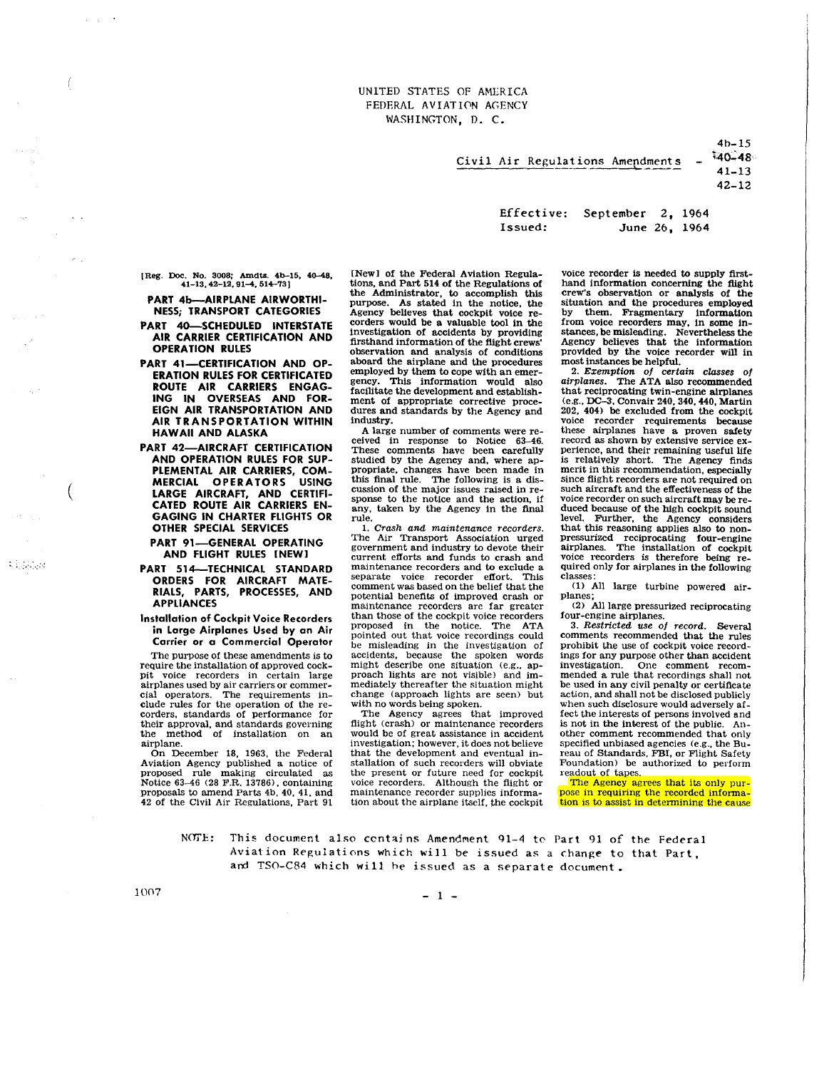UNITED STATES OF AMERICA
FEDERAL AVIATION AGENCY
WASHINGTON, D. C.

Civil Air Regulations Amendments - 4b-15, 40-48, 41-13, 42-12

Effective: September 2, 1964
Issued: June 26, 1964

[Reg. Doc. No. 3008; Amdts. 4b-15, 40-48, 41-13, 42-12, 91-4, 514-73]

**PART 4b—AIRPLANE AIRWORTHINESS; TRANSPORT CATEGORIES**

**PART 40—SCHEDULED INTERSTATE AIR CARRIER CERTIFICATION AND OPERATION RULES**

**PART 41—CERTIFICATION AND OPERATION RULES FOR CERTIFICATED ROUTE AIR CARRIERS ENGAGING IN OVERSEAS AND FOREIGN AIR TRANSPORTATION AND AIR TRANSPORTATION WITHIN HAWAII AND ALASKA**

**PART 42—AIRCRAFT CERTIFICATION AND OPERATION RULES FOR SUPPLEMENTAL AIR CARRIERS, COMMERCIAL OPERATORS USING LARGE AIRCRAFT, AND CERTIFICATED ROUTE AIR CARRIERS ENGAGING IN CHARTER FLIGHTS OR OTHER SPECIAL SERVICES**

**PART 91—GENERAL OPERATING AND FLIGHT RULES [NEW]**

**PART 514—TECHNICAL STANDARD ORDERS FOR AIRCRAFT MATERIALS, PARTS, PROCESSES, AND APPLIANCES**

**Installation of Cockpit Voice Recorders in Large Airplanes Used by an Air Carrier or a Commercial Operator**

The purpose of these amendments is to require the installation of approved cockpit voice recorders in certain large airplanes used by air carriers or commercial operators. The requirements include rules for the operation of the recorders, standards of performance for their approval, and standards governing the method of installation on an airplane.

On December 18, 1963, the Federal Aviation Agency published a notice of proposed rule making circulated as Notice 63-46 (28 F.R. 13786), containing proposals to amend Parts 4b, 40, 41, and 42 of the Civil Air Regulations, Part 91 [New] of the Federal Aviation Regulations, and Part 514 of the Regulations of the Administrator, to accomplish this purpose. As stated in the notice, the Agency believes that cockpit voice recorders would be a valuable tool in the investigation of accidents by providing firsthand information of the flight crews' observation and analysis of conditions aboard the airplane and the procedures employed by them to cope with an emergency. This information would also facilitate the development and establishment of appropriate corrective procedures and standards by the Agency and industry.

A large number of comments were received in response to Notice 63-46. These comments have been carefully studied by the Agency and, where appropriate, changes have been made in this final rule. The following is a discussion of the major issues raised in response to the notice and the action, if any, taken by the Agency in the final rule.

1. *Crash and maintenance recorders.* The Air Transport Association urged government and industry to devote their current efforts and funds to crash and maintenance recorders and to exclude a separate voice recorder effort. This comment was based on the belief that the potential benefits of improved crash or maintenance recorders are far greater than those of the cockpit voice recorders proposed in the notice. The ATA pointed out that voice recordings could be misleading in the investigation of accidents, because the spoken words might describe one situation (e.g., approach lights are not visible) and immediately thereafter the situation might change (approach lights are seen) but with no words being spoken.

The Agency agrees that improved flight (crash) or maintenance recorders would be of great assistance in accident investigation; however, it does not believe that the development and eventual installation of such recorders will obviate the present or future need for cockpit voice recorders. Although the flight or maintenance recorder supplies information about the airplane itself, the cockpit voice recorder is needed to supply firsthand information concerning the flight crew's observation or analysis of the situation and the procedures employed by them. Fragmentary information from voice recorders may, in some instances, be misleading. Nevertheless the Agency believes that the information provided by the voice recorder will in most instances be helpful.

2. *Exemption of certain classes of airplanes.* The ATA also recommended that reciprocating twin-engine airplanes (e.g., DC-3, Convair 240, 340, 440, Martin 202, 404) be excluded from the cockpit voice recorder requirements because these airplanes have a proven safety record as shown by extensive service experience, and their remaining useful life is relatively short. The Agency finds merit in this recommendation, especially since flight recorders are not required on such aircraft and the effectiveness of the voice recorder on such aircraft may be reduced because of the high cockpit sound level. Further, the Agency considers that this reasoning applies also to non-pressurized reciprocating four-engine airplanes. The installation of cockpit voice recorders is therefore being required only for airplanes in the following classes:

(1) All large turbine powered airplanes;

(2) All large pressurized reciprocating four-engine airplanes.

3. *Restricted use of record.* Several comments recommended that the rules prohibit the use of cockpit voice recordings for any purpose other than accident investigation. One comment recommended a rule that recordings shall not be used in any civil penalty or certificate action, and shall not be disclosed publicly when such disclosure would adversely affect the interests of persons involved and is not in the interest of the public. Another comment recommended that only specified unbiased agencies (e.g., the Bureau of Standards, FBI, or Flight Safety Foundation) be authorized to perform readout of tapes.

The Agency agrees that its only purpose in requiring the recorded information is to assist in determining the cause

NOTE: This document also contains Amendment 91-4 to Part 91 of the Federal Aviation Regulations which will be issued as a change to that Part, and TSO-C84 which will be issued as a separate document.

1007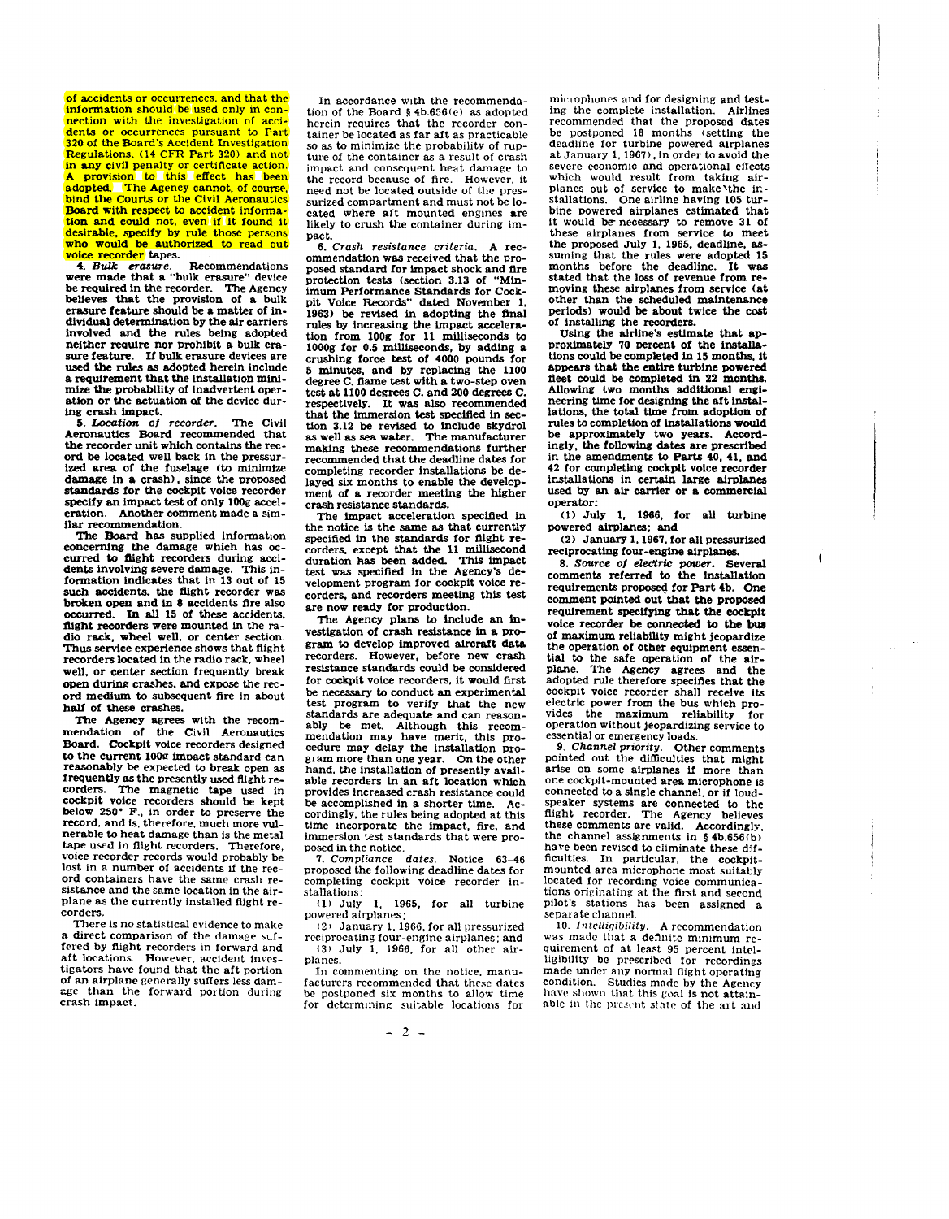of accidents or occurrences, and that the information should be used only in connection with the investigation of accidents or occurrences pursuant to Part 320 of the Board's Accident Investigation Regulations, (14 CFR Part 320) and not in any civil penalty or certificate action. A provision to this effect has been adopted. The Agency cannot, of course, bind the Courts or the Civil Aeronautics Board with respect to accident information and could not, even if it found it desirable, specify by rule those persons who would be authorized to read out voice recorder tapes.

4. *Bulk erasure.* Recommendations were made that a "bulk erasure" device be required in the recorder. The Agency believes that the provision of a bulk erasure feature should be a matter of individual determination by the air carriers involved and the rules being adopted neither require nor prohibit a bulk erasure feature. If bulk erasure devices are used the rules as adopted herein include a requirement that the installation minimize the probability of inadvertent operation or the actuation of the device during crash impact.

5. *Location of recorder.* The Civil Aeronautics Board recommended that the recorder unit which contains the record be located well back in the pressurized area of the fuselage (to minimize damage in a crash), since the proposed standards for the cockpit voice recorder specify an impact test of only 100g acceleration. Another comment made a similar recommendation.

The Board has supplied information concerning the damage which has occurred to flight recorders during accidents involving severe damage. This information indicates that in 13 out of 15 such accidents, the flight recorder was broken open and in 8 accidents fire also occurred. In all 15 of these accidents, flight recorders were mounted in the radio rack, wheel well, or center section. Thus service experience shows that flight recorders located in the radio rack, wheel well, or center section frequently break open during crashes, and expose the record medium to subsequent fire in about half of these crashes.

The Agency agrees with the recommendation of the Civil Aeronautics Board. Cockpit voice recorders designed to the current 100g impact standard can reasonably be expected to break open as frequently as the presently used flight recorders. The magnetic tape used in cockpit voice recorders should be kept below 250° F., in order to preserve the record, and is, therefore, much more vulnerable to heat damage than is the metal tape used in flight recorders. Therefore, voice recorder records would probably be lost in a number of accidents if the record containers have the same crash resistance and the same location in the airplane as the currently installed flight recorders.

There is no statistical evidence to make a direct comparison of the damage suffered by flight recorders in forward and aft locations. However, accident investigators have found that the aft portion of an airplane generally suffers less damage than the forward portion during crash impact.

In accordance with the recommendation of the Board § 4b.656(e) as adopted herein requires that the recorder container be located as far aft as practicable so as to minimize the probability of rupture of the container as a result of crash impact and consequent heat damage to the record because of fire. However, it need not be located outside of the pressurized compartment and must not be located where aft mounted engines are likely to crush the container during impact.

6. *Crash resistance criteria.* A recommendation was received that the proposed standard for impact shock and fire protection tests (section 3.13 of "Minimum Performance Standards for Cockpit Voice Records" dated November 1, 1963) be revised in adopting the final rules by increasing the impact acceleration from 100g for 11 milliseconds to 1000g for 0.5 milliseconds, by adding a crushing force test of 4000 pounds for 5 minutes, and by replacing the 1100 degree C. flame test with a two-step oven test at 1100 degrees C. and 200 degrees C. respectively. It was also recommended that the immersion test specified in section 3.12 be revised to include skydrol as well as sea water. The manufacturer making these recommendations further recommended that the deadline dates for completing recorder installations be delayed six months to enable the development of a recorder meeting the higher crash resistance standards.

The impact acceleration specified in the notice is the same as that currently specified in the standards for flight recorders, except that the 11 millisecond duration has been added. This impact test was specified in the Agency's development program for cockpit voice recorders, and recorders meeting this test are now ready for production.

The Agency plans to include an investigation of crash resistance in a program to develop improved aircraft data recorders. However, before new crash resistance standards could be considered for cockpit voice recorders, it would first be necessary to conduct an experimental test program to verify that the new standards are adequate and can reasonably be met. Although this recommendation may have merit, this procedure may delay the installation program more than one year. On the other hand, the installation of presently available recorders in an aft location which provides increased crash resistance could be accomplished in a shorter time. Accordingly, the rules being adopted at this time incorporate the impact, fire, and immersion test standards that were proposed in the notice.

7. *Compliance dates.* Notice 63-46 proposed the following deadline dates for completing cockpit voice recorder installations:

(1) July 1, 1965, for all turbine powered airplanes;

(2) January 1, 1966, for all pressurized reciprocating four-engine airplanes; and

(3) July 1, 1966, for all other airplanes.

In commenting on the notice, manufacturers recommended that these dates be postponed six months to allow time for determining suitable locations for microphones and for designing and testing the complete installation. Airlines recommended that the proposed dates be postponed 18 months (setting the deadline for turbine powered airplanes at January 1, 1967), in order to avoid the severe economic and operational effects which would result from taking airplanes out of service to make the installations. One airline having 105 turbine powered airplanes estimated that it would be necessary to remove 31 of these airplanes from service to meet the proposed July 1, 1965, deadline, assuming that the rules were adopted 15 months before the deadline. It was stated that the loss of revenue from removing these airplanes from service (at other than the scheduled maintenance periods) would be about twice the cost of installing the recorders.

Using the airline's estimate that approximately 70 percent of the installations could be completed in 15 months, it appears that the entire turbine powered fleet could be completed in 22 months. Allowing two months additional engineering time for designing the aft installations, the total time from adoption of rules to completion of installations would be approximately two years. Accordingly, the following dates are prescribed in the amendments to Parts 40, 41, and 42 for completing cockpit voice recorder installations in certain large airplanes used by an air carrier or a commercial operator:

(1) July 1, 1966, for all turbine powered airplanes; and

(2) January 1, 1967, for all pressurized reciprocating four-engine airplanes.

8. *Source of electric power.* Several comments referred to the installation requirements proposed for Part 4b. One comment pointed out that the proposed requirement specifying that the cockpit voice recorder be connected to the bus of maximum reliability might jeopardize the operation of other equipment essential to the safe operation of the airplane. The Agency agrees and the adopted rule therefore specifies that the cockpit voice recorder shall receive its electric power from the bus which provides the maximum reliability for operation without jeopardizing service to essential or emergency loads.

9. *Channel priority.* Other comments pointed out the difficulties that might arise on some airplanes if more than one cockpit-mounted area microphone is connected to a single channel, or if loudspeaker systems are connected to the flight recorder. The Agency believes these comments are valid. Accordingly, the channel assignments in § 4b.656(b) have been revised to eliminate these difficulties. In particular, the cockpit-mounted area microphone most suitably located for recording voice communications originating at the first and second pilot's stations has been assigned a separate channel.

10. *Intelligibility.* A recommendation was made that a definite minimum requirement of at least 95 percent intelligibility be prescribed for recordings made under any normal flight operating condition. Studies made by the Agency have shown that this goal is not attainable in the present state of the art and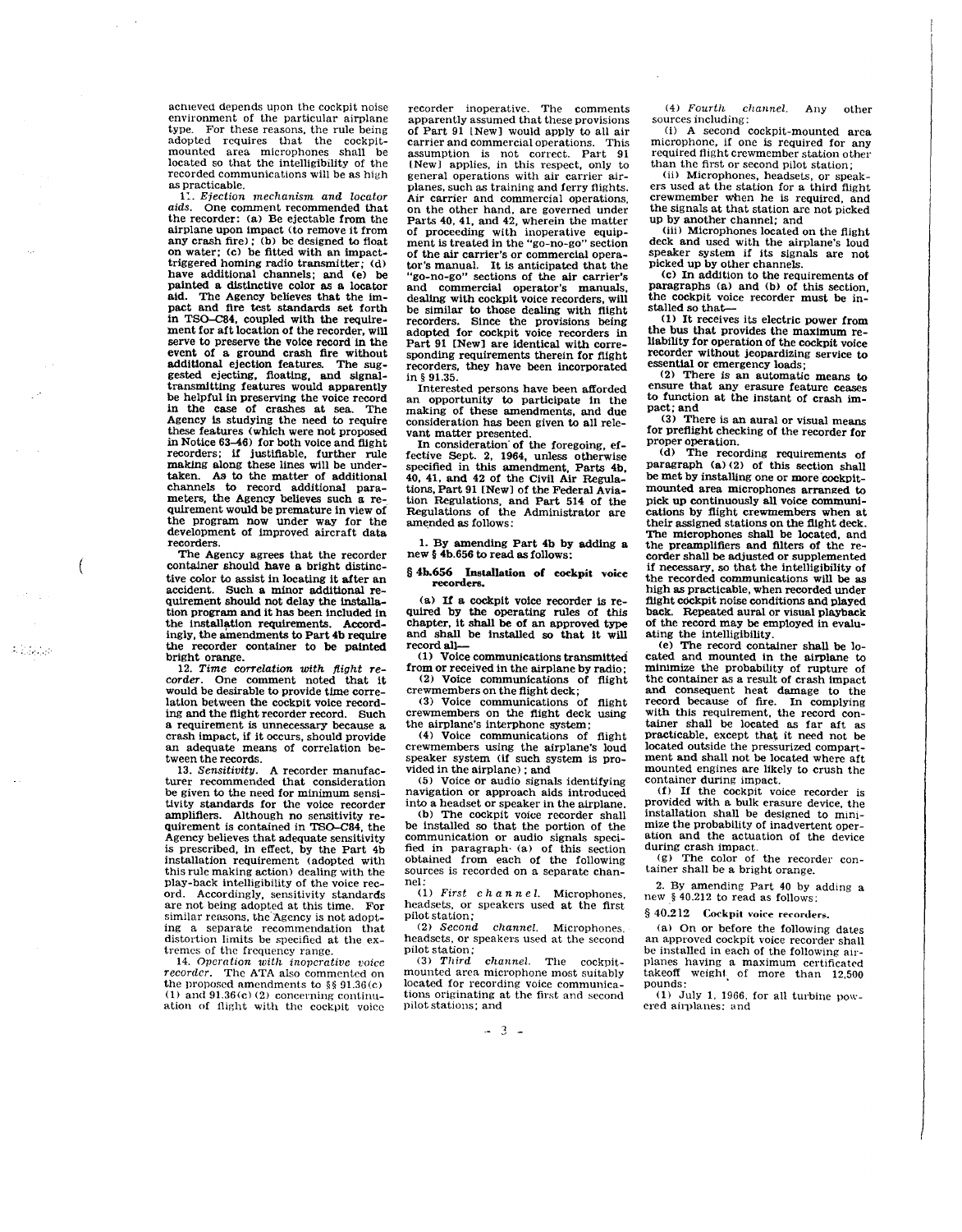achieved depends upon the cockpit noise environment of the particular airplane type. For these reasons, the rule being adopted requires that the cockpit-mounted area microphones shall be located so that the intelligibility of the recorded communications will be as high as practicable.

11. *Ejection mechanism and locator aids.* One comment recommended that the recorder: (a) Be ejectable from the airplane upon impact (to remove it from any crash fire); (b) be designed to float on water; (c) be fitted with an impact-triggered homing radio transmitter; (d) have additional channels; and (e) be painted a distinctive color as a locator aid. The Agency believes that the impact and fire test standards set forth in TSO–C84, coupled with the requirement for aft location of the recorder, will serve to preserve the voice record in the event of a ground crash fire without additional ejection features. The suggested ejecting, floating, and signal-transmitting features would apparently be helpful in preserving the voice record in the case of crashes at sea. The Agency is studying the need to require these features (which were not proposed in Notice 63–46) for both voice and flight recorders; if justifiable, further rule making along these lines will be undertaken. As to the matter of additional channels to record additional parameters, the Agency believes such a requirement would be premature in view of the program now under way for the development of improved aircraft data recorders.

The Agency agrees that the recorder container should have a bright distinctive color to assist in locating it after an accident. Such a minor additional requirement should not delay the installation program and it has been included in the installation requirements. Accordingly, the amendments to Part 4b require the recorder container to be painted bright orange.

12. *Time correlation with flight recorder.* One comment noted that it would be desirable to provide time correlation between the cockpit voice recording and the flight recorder record. Such a requirement is unnecessary because a crash impact, if it occurs, should provide an adequate means of correlation between the records.

13. *Sensitivity.* A recorder manufacturer recommended that consideration be given to the need for minimum sensitivity standards for the voice recorder amplifiers. Although no sensitivity requirement is contained in TSO–C84, the Agency believes that adequate sensitivity is prescribed, in effect, by the Part 4b installation requirement (adopted with this rule making action) dealing with the play-back intelligibility of the voice record. Accordingly, sensitivity standards are not being adopted at this time. For similar reasons, the Agency is not adopting a separate recommendation that distortion limits be specified at the extremes of the frequency range.

14. *Operation with inoperative voice recorder.* The ATA also commented on the proposed amendments to §§ 91.36(c)(1) and 91.36(c)(2) concerning continuation of flight with the cockpit voice recorder inoperative. The comments apparently assumed that these provisions of Part 91 [New] would apply to all air carrier and commercial operations. This assumption is not correct. Part 91 [New] applies, in this respect, only to general operations with air carrier airplanes, such as training and ferry flights. Air carrier and commercial operations, on the other hand, are governed under Parts 40, 41, and 42, wherein the matter of proceeding with inoperative equipment is treated in the "go-no-go" section of the air carrier's or commercial operator's manual. It is anticipated that the "go-no-go" sections of the air carrier's and commercial operator's manuals, dealing with cockpit voice recorders, will be similar to those dealing with flight recorders. Since the provisions being adopted for cockpit voice recorders in Part 91 [New] are identical with corresponding requirements therein for flight recorders, they have been incorporated in § 91.35.

Interested persons have been afforded an opportunity to participate in the making of these amendments, and due consideration has been given to all relevant matter presented.

In consideration of the foregoing, effective Sept. 2, 1964, unless otherwise specified in this amendment, Parts 4b, 40, 41, and 42 of the Civil Air Regulations, Part 91 [New] of the Federal Aviation Regulations, and Part 514 of the Regulations of the Administrator are amended as follows:

1. By amending Part 4b by adding a new § 4b.656 to read as follows:

**§ 4b.656 Installation of cockpit voice recorders.**

(a) If a cockpit voice recorder is required by the operating rules of this chapter, it shall be of an approved type and shall be installed so that it will record all—

(1) Voice communications transmitted from or received in the airplane by radio;

(2) Voice communications of flight crewmembers on the flight deck;

(3) Voice communications of flight crewmembers on the flight deck using the airplane's interphone system;

(4) Voice communications of flight crewmembers using the airplane's loud speaker system (if such system is provided in the airplane); and

(5) Voice or audio signals identifying navigation or approach aids introduced into a headset or speaker in the airplane.

(b) The cockpit voice recorder shall be installed so that the portion of the communication or audio signals specified in paragraph (a) of this section obtained from each of the following sources is recorded on a separate channel:

(1) *First channel.* Microphones, headsets, or speakers used at the first pilot station;

(2) *Second channel.* Microphones, headsets, or speakers used at the second pilot station;

(3) *Third channel.* The cockpit-mounted area microphone most suitably located for recording voice communications originating at the first and second pilot stations; and

(4) *Fourth channel.* Any other sources including:

(i) A second cockpit-mounted area microphone, if one is required for any required flight crewmember station other than the first or second pilot station;

(ii) Microphones, headsets, or speakers used at the station for a third flight crewmember when he is required, and the signals at that station are not picked up by another channel; and

(iii) Microphones located on the flight deck and used with the airplane's loud speaker system if its signals are not picked up by other channels.

(c) In addition to the requirements of paragraphs (a) and (b) of this section, the cockpit voice recorder must be installed so that—

(1) It receives its electric power from the bus that provides the maximum reliability for operation of the cockpit voice recorder without jeopardizing service to essential or emergency loads;

(2) There is an automatic means to ensure that any erasure feature ceases to function at the instant of crash impact; and

(3) There is an aural or visual means for preflight checking of the recorder for proper operation.

(d) The recording requirements of paragraph (a)(2) of this section shall be met by installing one or more cockpit-mounted area microphones arranged to pick up continuously all voice communications by flight crewmembers when at their assigned stations on the flight deck. The microphones shall be located, and the preamplifiers and filters of the recorder shall be adjusted or supplemented if necessary, so that the intelligibility of the recorded communications will be as high as practicable, when recorded under flight cockpit noise conditions and played back. Repeated aural or visual playback of the record may be employed in evaluating the intelligibility.

(e) The record container shall be located and mounted in the airplane to minimize the probability of rupture of the container as a result of crash impact and consequent heat damage to the record because of fire. In complying with this requirement, the record container shall be located as far aft as practicable, except that it need not be located outside the pressurized compartment and shall not be located where aft mounted engines are likely to crush the container during impact.

(f) If the cockpit voice recorder is provided with a bulk erasure device, the installation shall be designed to minimize the probability of inadvertent operation and the actuation of the device during crash impact.

(g) The color of the recorder container shall be a bright orange.

2. By amending Part 40 by adding a new § 40.212 to read as follows:

**§ 40.212 Cockpit voice recorders.**

(a) On or before the following dates an approved cockpit voice recorder shall be installed in each of the following airplanes having a maximum certificated takeoff weight of more than 12,500 pounds:

(1) July 1, 1966, for all turbine powered airplanes; and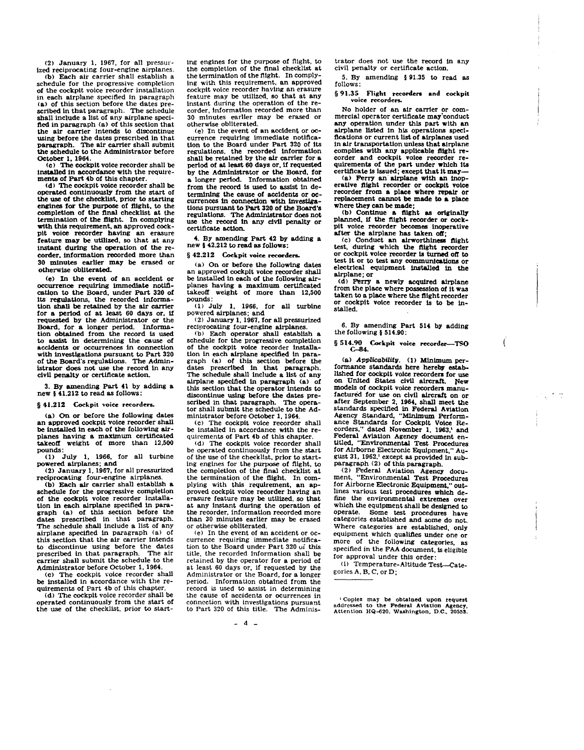(2) January 1, 1967, for all pressurized reciprocating four-engine airplanes.

(b) Each air carrier shall establish a schedule for the progressive completion of the cockpit voice recorder installation in each airplane specified in paragraph (a) of this section before the dates prescribed in that paragraph. The schedule shall include a list of any airplane specified in paragraph (a) of this section that the air carrier intends to discontinue using before the dates prescribed in that paragraph. The air carrier shall submit the schedule to the Administrator before October 1, 1964.

(c) The cockpit voice recorder shall be installed in accordance with the requirements of Part 4b of this chapter.

(d) The cockpit voice recorder shall be operated continuously from the start of the use of the checklist, prior to starting engines for the purpose of flight, to the completion of the final checklist at the termination of the flight. In complying with this requirement, an approved cockpit voice recorder having an erasure feature may be utilized, so that at any instant during the operation of the recorder, information recorded more than 30 minutes earlier may be erased or otherwise obliterated.

(e) In the event of an accident or occurrence requiring immediate notification to the Board, under Part 320 of its regulations, the recorded information shall be retained by the air carrier for a period of at least 60 days or, if requested by the Administrator or the Board, for a longer period. Information obtained from the record is used to assist in determining the cause of accidents or occurrences in connection with investigations pursuant to Part 320 of the Board's regulations. The Administrator does not use the record in any civil penalty or certificate action.

3. By amending Part 41 by adding a new § 41.212 to read as follows:

### § 41.212 Cockpit voice recorders.

(a) On or before the following dates an approved cockpit voice recorder shall be installed in each of the following airplanes having a maximum certificated takeoff weight of more than 12,500 pounds:

(1) July 1, 1966, for all turbine powered airplanes; and

(2) January 1, 1967, for all pressurized reciprocating four-engine airplanes.

(b) Each air carrier shall establish a schedule for the progressive completion of the cockpit voice recorder installation in each airplane specified in paragraph (a) of this section before the dates prescribed in that paragraph. The schedule shall include a list of any airplane specified in paragraph (a) of this section that the air carrier intends to discontinue using before the dates prescribed in that paragraph. The air carrier shall submit the schedule to the Administrator before October 1, 1964.

(c) The cockpit voice recorder shall be installed in accordance with the requirements of Part 4b of this chapter.

(d) The cockpit voice recorder shall be operated continuously from the start of the use of the checklist, prior to starting engines for the purpose of flight, to the completion of the final checklist at the termination of the flight. In complying with this requirement, an approved cockpit voice recorder having an erasure feature may be utilized, so that at any instant during the operation of the recorder, information recorded more than 30 minutes earlier may be erased or otherwise obliterated.

(e) In the event of an accident or occurrence requiring immediate notification to the Board under Part 320 of its regulations, the recorded information shall be retained by the air carrier for a period of at least 60 days or, if requested by the Administrator or the Board, for a longer period. Information obtained from the record is used to assist in determining the cause of accidents or occurrences in connection with investigations pursuant to Part 320 of the Board's regulations. The Administrator does not use the record in any civil penalty or certificate action.

4. By amending Part 42 by adding a new § 42.212 to read as follows:

### § 42.212 Cockpit voice recorders.

(a) On or before the following dates an approved cockpit voice recorder shall be installed in each of the following airplanes having a maximum certificated takeoff weight of more than 12,500 pounds:

(1) July 1, 1966, for all turbine powered airplanes; and

(2) January 1, 1967, for all pressurized reciprocating four-engine airplanes.

(b) Each operator shall establish a schedule for the progressive completion of the cockpit voice recorder installation in each airplane specified in paragraph (a) of this section before the dates prescribed in that paragraph. The schedule shall include a list of any airplane specified in paragraph (a) of this section that the operator intends to discontinue using before the dates prescribed in that paragraph. The operator shall submit the schedule to the Administrator before October 1, 1964.

(c) The cockpit voice recorder shall be installed in accordance with the requirements of Part 4b of this chapter.

(d) The cockpit voice recorder shall be operated continuously from the start of the use of the checklist, prior to starting engines for the purpose of flight, to the completion of the final checklist at the termination of the flight. In complying with this requirement, an approved cockpit voice recorder having an erasure feature may be utilized, so that at any instant during the operation of the recorder, information recorded more than 30 minutes earlier may be erased or otherwise obliterated.

(e) In the event of an accident or occurrence requiring immediate notification to the Board under Part 320 of this title, the recorded information shall be retained by the operator for a period of at least 60 days or, if requested by the Administrator or the Board, for a longer period. Information obtained from the record is used to assist in determining the cause of accidents or ocurrences in connection with investigations pursuant to Part 320 of this title. The Administrator does not use the record in any civil penalty or certificate action.

5. By amending § 91.35 to read as follows:

### § 91.35 Flight recorders and cockpit voice recorders.

No holder of an air carrier or commercial operator certificate may conduct any operation under this part with an airplane listed in his operations specifications or current list of airplanes used in air transportation unless that airplane complies with any applicable flight recorder and cockpit voice recorder requirements of the part under which its certificate is issued; except that it may—

(a) Ferry an airplane with an inoperative flight recorder or cockpit voice recorder from a place where repair or replacement cannot be made to a place where they can be made;

(b) Continue a flight as originally planned, if the flight recorder or cockpit voice recorder becomes inoperative after the airplane has taken off;

(c) Conduct an airworthiness flight test, during which the flight recorder or cockpit voice recorder is turned off to test it or to test any communications or electrical equipment installed in the airplane; or

(d) Ferry a newly acquired airplane from the place where possession of it was taken to a place where the flight recorder or cockpit voice recorder is to be installed.

6. By amending Part 514 by adding the following § 514.90:

### § 514.90 Cockpit voice recorder—TSO C-84.

(a) *Applicability*. (1) Minimum performance standards here hereby established for cockpit voice recorders for use on United States civil aircraft. New models of cockpit voice recorders manufactured for use on civil aircraft on or after September 2, 1964, shall meet the standards specified in Federal Aviation Agency Standard, "Minimum Performance Standards for Cockpit Voice Recorders," dated November 1, 1963,[1] and Federal Aviation Agency document entitled, "Environmental Test Procedures for Airborne Electronic Equipment," August 31, 1962,[1] except as provided in subparagraph (2) of this paragraph.

(2) Federal Aviation Agency document, "Environmental Test Procedures for Airborne Electronic Equipment," outlines various test procedures which define the environmental extremes over which the equipment shall be designed to operate. Some test procedures have categories established and some do not. Where categories are established, only equipment which qualifies under one or more of the following categories, as specified in the FAA document, is eligible for approval under this order:

(i) Temperature-Altitude Test—Categories A, B, C, or D;

---

[1] Copies may be obtained upon request addressed to the Federal Aviation Agency, Attention HQ-620, Washington, D.C., 20553.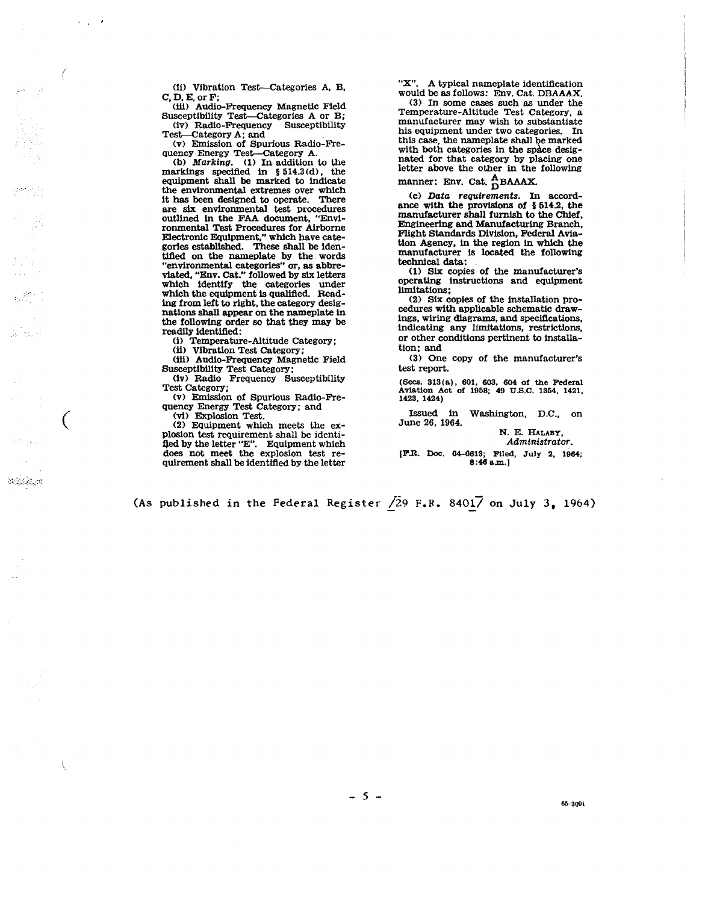(ii) Vibration Test—Categories A, B, C, D, E, or F;

(iii) Audio-Frequency Magnetic Field Susceptibility Test—Categories A or B;

(iv) Radio-Frequency Susceptibility Test—Category A; and

(v) Emission of Spurious Radio-Frequency Energy Test—Category A.

(b) *Marking.* (1) In addition to the markings specified in § 514.3(d), the equipment shall be marked to indicate the environmental extremes over which it has been designed to operate. There are six environmental test procedures outlined in the FAA document, "Environmental Test Procedures for Airborne Electronic Equipment," which have categories established. These shall be identified on the nameplate by the words "environmental categories" or, as abbreviated, "Env. Cat." followed by six letters which identify the categories under which the equipment is qualified. Reading from left to right, the category designations shall appear on the nameplate in the following order so that they may be readily identified:

(i) Temperature-Altitude Category;

(ii) Vibration Test Category;

(iii) Audio-Frequency Magnetic Field Susceptibility Test Category;

(iv) Radio Frequency Susceptibility Test Category;

(v) Emission of Spurious Radio-Frequency Energy Test Category; and

(vi) Explosion Test.

(2) Equipment which meets the explosion test requirement shall be identified by the letter "E". Equipment which does not meet the explosion test requirement shall be identified by the letter "X". A typical nameplate identification would be as follows: Env. Cat. DBAAAX.

(3) In some cases such as under the Temperature-Altitude Test Category, a manufacturer may wish to substantiate his equipment under two categories. In this case, the nameplate shall be marked with both categories in the space designated for that category by placing one letter above the other in the following manner: Env. Cat. $\frac{A}{D}$BAAAX.

(c) *Data requirements.* In accordance with the provisions of § 514.2, the manufacturer shall furnish to the Chief, Engineering and Manufacturing Branch, Flight Standards Division, Federal Aviation Agency, in the region in which the manufacturer is located the following technical data:

(1) Six copies of the manufacturer's operating instructions and equipment limitations;

(2) Six copies of the installation procedures with applicable schematic drawings, wiring diagrams, and specifications, indicating any limitations, restrictions, or other conditions pertinent to installation; and

(3) One copy of the manufacturer's test report.

(Secs. 313(a), 601, 603, 604 of the Federal Aviation Act of 1958; 49 U.S.C. 1354, 1421, 1423, 1424)

Issued in Washington, D.C., on June 26, 1964.

N. E. HALABY,
*Administrator.*

[F.R. Doc. 64-6613; Filed, July 2, 1964; 8:46 a.m.]

(As published in the Federal Register /29 F.R. 8401/ on July 3, 1964)

65-3091